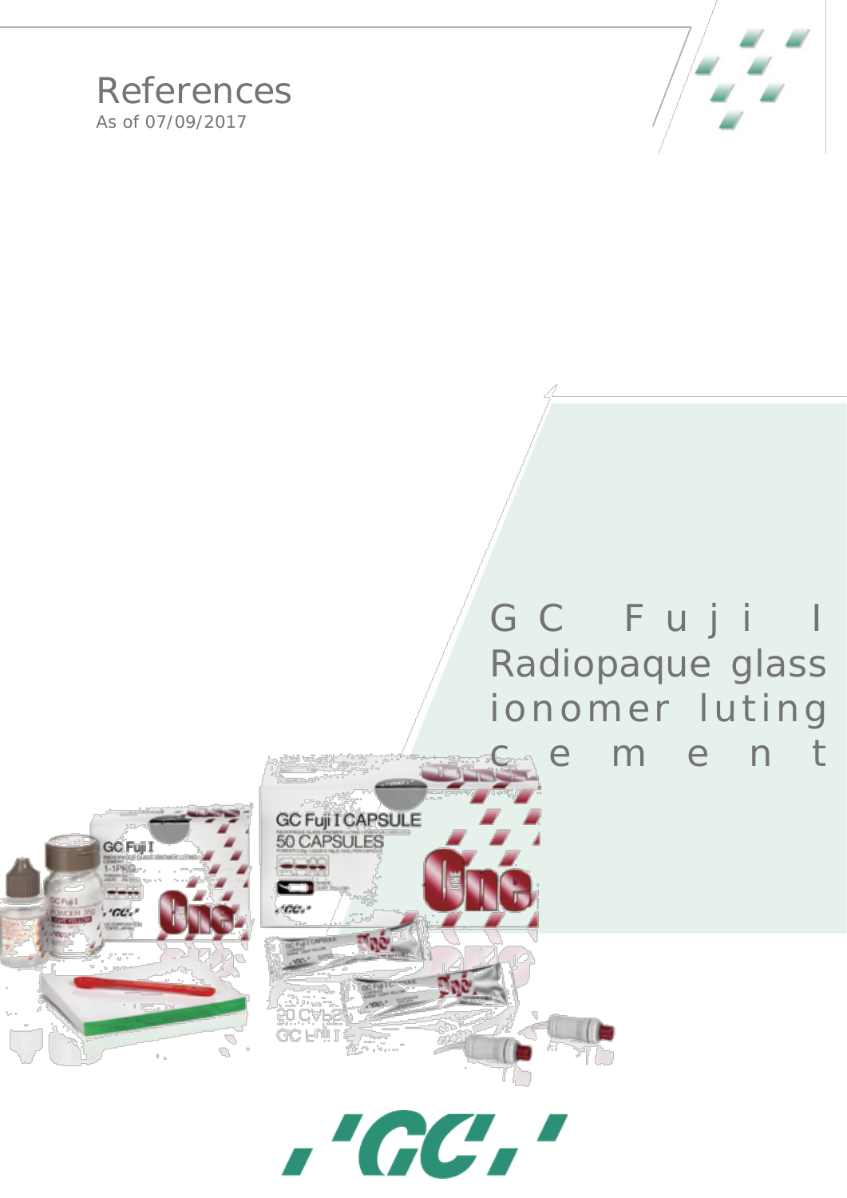# References

As of 07/09/2017

## GC Fuji I Radiopaque glass ionomer luting cement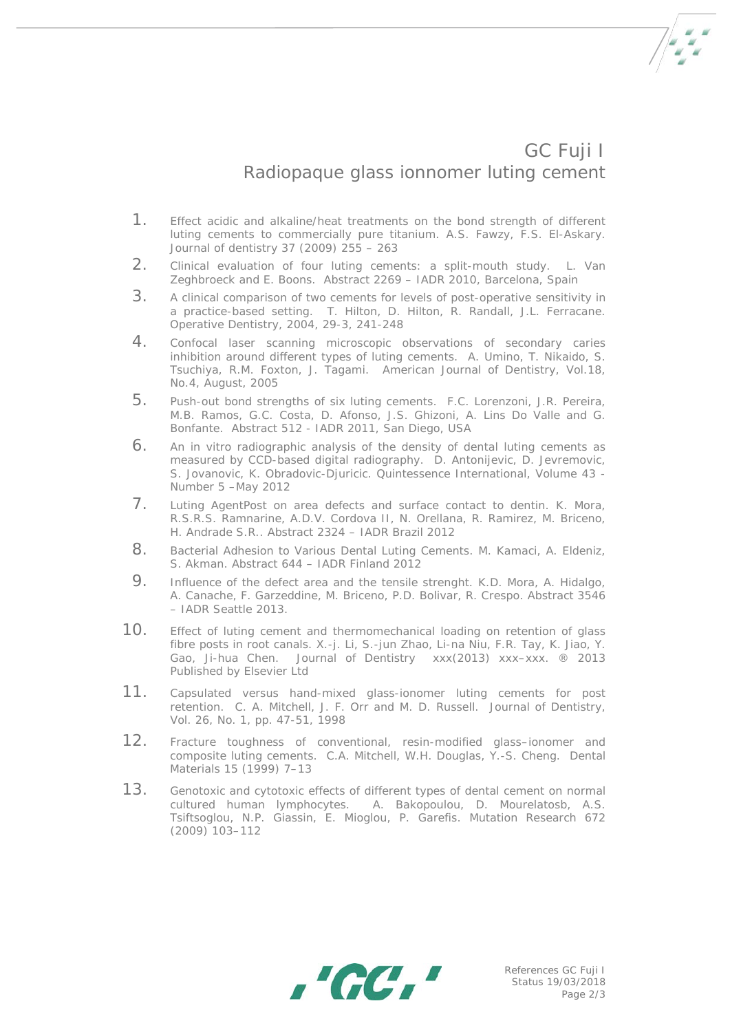# GC Fuji I
## Radiopaque glass ionnomer luting cement

1. Effect acidic and alkaline/heat treatments on the bond strength of different luting cements to commercially pure titanium. A.S. Fawzy, F.S. El-Askary. Journal of dentistry 37 (2009) 255 – 263
2. Clinical evaluation of four luting cements: a split-mouth study. L. Van Zeghbroeck and E. Boons. Abstract 2269 – IADR 2010, Barcelona, Spain
3. A clinical comparison of two cements for levels of post-operative sensitivity in a practice-based setting. T. Hilton, D. Hilton, R. Randall, J.L. Ferracane. Operative Dentistry, 2004, 29-3, 241-248
4. Confocal laser scanning microscopic observations of secondary caries inhibition around different types of luting cements. A. Umino, T. Nikaido, S. Tsuchiya, R.M. Foxton, J. Tagami. American Journal of Dentistry, Vol.18, No.4, August, 2005
5. Push-out bond strengths of six luting cements. F.C. Lorenzoni, J.R. Pereira, M.B. Ramos, G.C. Costa, D. Afonso, J.S. Ghizoni, A. Lins Do Valle and G. Bonfante. Abstract 512 - IADR 2011, San Diego, USA
6. An in vitro radiographic analysis of the density of dental luting cements as measured by CCD-based digital radiography. D. Antonijevic, D. Jevremovic, S. Jovanovic, K. Obradovic-Djuricic. Quintessence International, Volume 43 - Number 5 –May 2012
7. Luting AgentPost on area defects and surface contact to dentin. K. Mora, R.S.R.S. Ramnarine, A.D.V. Cordova II, N. Orellana, R. Ramirez, M. Briceno, H. Andrade S.R.. Abstract 2324 – IADR Brazil 2012
8. Bacterial Adhesion to Various Dental Luting Cements. M. Kamaci, A. Eldeniz, S. Akman. Abstract 644 – IADR Finland 2012
9. Influence of the defect area and the tensile strenght. K.D. Mora, A. Hidalgo, A. Canache, F. Garzeddine, M. Briceno, P.D. Bolivar, R. Crespo. Abstract 3546 – IADR Seattle 2013.
10. Effect of luting cement and thermomechanical loading on retention of glass fibre posts in root canals. X.-j. Li, S.-jun Zhao, Li-na Niu, F.R. Tay, K. Jiao, Y. Gao, Ji-hua Chen. Journal of Dentistry xxx(2013) xxx–xxx. ® 2013 Published by Elsevier Ltd
11. Capsulated versus hand-mixed glass-ionomer luting cements for post retention. C. A. Mitchell, J. F. Orr and M. D. Russell. Journal of Dentistry, Vol. 26, No. 1, pp. 47-51, 1998
12. Fracture toughness of conventional, resin-modified glass–ionomer and composite luting cements. C.A. Mitchell, W.H. Douglas, Y.-S. Cheng. Dental Materials 15 (1999) 7–13
13. Genotoxic and cytotoxic effects of different types of dental cement on normal cultured human lymphocytes. A. Bakopoulou, D. Mourelatosb, A.S. Tsiftsoglou, N.P. Giassin, E. Mioglou, P. Garefis. Mutation Research 672 (2009) 103–112

References GC Fuji I
Status 19/03/2018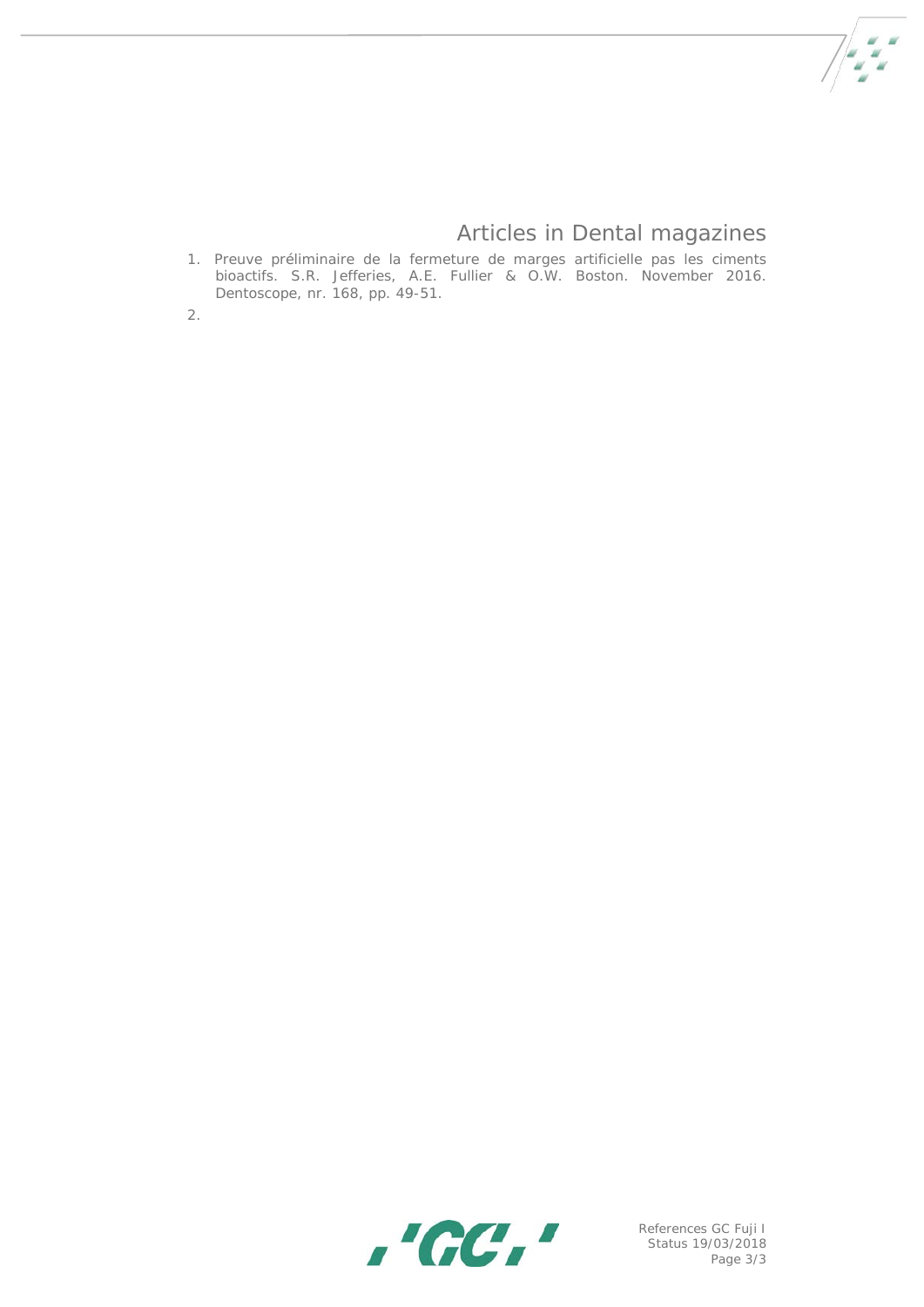# Articles in Dental magazines

1. Preuve préliminaire de la fermeture de marges artificielle pas les ciments bioactifs. S.R. Jefferies, A.E. Fullier & O.W. Boston. November 2016. Dentoscope, nr. 168, pp. 49-51.
2.